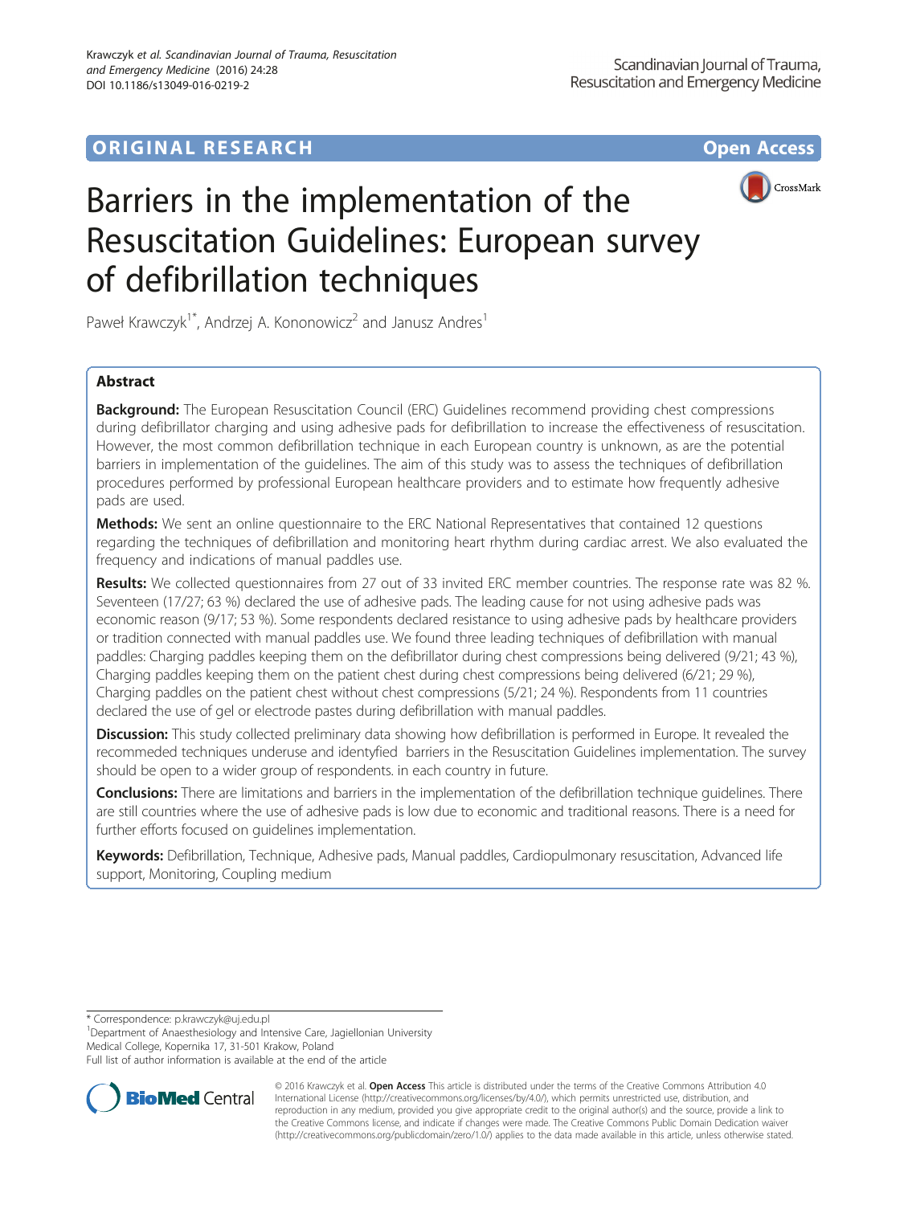ORIGINAL RESEARCH — Open Access

# Barriers in the implementation of the Resuscitation Guidelines: European survey of defibrillation techniques

Paweł Krawczyk[1*], Andrzej A. Kononowicz[2] and Janusz Andres[1]

## Abstract

**Background:** The European Resuscitation Council (ERC) Guidelines recommend providing chest compressions during defibrillator charging and using adhesive pads for defibrillation to increase the effectiveness of resuscitation. However, the most common defibrillation technique in each European country is unknown, as are the potential barriers in implementation of the guidelines. The aim of this study was to assess the techniques of defibrillation procedures performed by professional European healthcare providers and to estimate how frequently adhesive pads are used.

**Methods:** We sent an online questionnaire to the ERC National Representatives that contained 12 questions regarding the techniques of defibrillation and monitoring heart rhythm during cardiac arrest. We also evaluated the frequency and indications of manual paddles use.

**Results:** We collected questionnaires from 27 out of 33 invited ERC member countries. The response rate was 82 %. Seventeen (17/27; 63 %) declared the use of adhesive pads. The leading cause for not using adhesive pads was economic reason (9/17; 53 %). Some respondents declared resistance to using adhesive pads by healthcare providers or tradition connected with manual paddles use. We found three leading techniques of defibrillation with manual paddles: Charging paddles keeping them on the defibrillator during chest compressions being delivered (9/21; 43 %), Charging paddles keeping them on the patient chest during chest compressions being delivered (6/21; 29 %), Charging paddles on the patient chest without chest compressions (5/21; 24 %). Respondents from 11 countries declared the use of gel or electrode pastes during defibrillation with manual paddles.

**Discussion:** This study collected preliminary data showing how defibrillation is performed in Europe. It revealed the recommeded techniques underuse and identyfied barriers in the Resuscitation Guidelines implementation. The survey should be open to a wider group of respondents. in each country in future.

**Conclusions:** There are limitations and barriers in the implementation of the defibrillation technique guidelines. There are still countries where the use of adhesive pads is low due to economic and traditional reasons. There is a need for further efforts focused on guidelines implementation.

**Keywords:** Defibrillation, Technique, Adhesive pads, Manual paddles, Cardiopulmonary resuscitation, Advanced life support, Monitoring, Coupling medium

---

\* Correspondence: p.krawczyk@uj.edu.pl

[1]Department of Anaesthesiology and Intensive Care, Jagiellonian University Medical College, Kopernika 17, 31-501 Krakow, Poland

Full list of author information is available at the end of the article

© 2016 Krawczyk et al. **Open Access** This article is distributed under the terms of the Creative Commons Attribution 4.0 International License (http://creativecommons.org/licenses/by/4.0/), which permits unrestricted use, distribution, and reproduction in any medium, provided you give appropriate credit to the original author(s) and the source, provide a link to the Creative Commons license, and indicate if changes were made. The Creative Commons Public Domain Dedication waiver (http://creativecommons.org/publicdomain/zero/1.0/) applies to the data made available in this article, unless otherwise stated.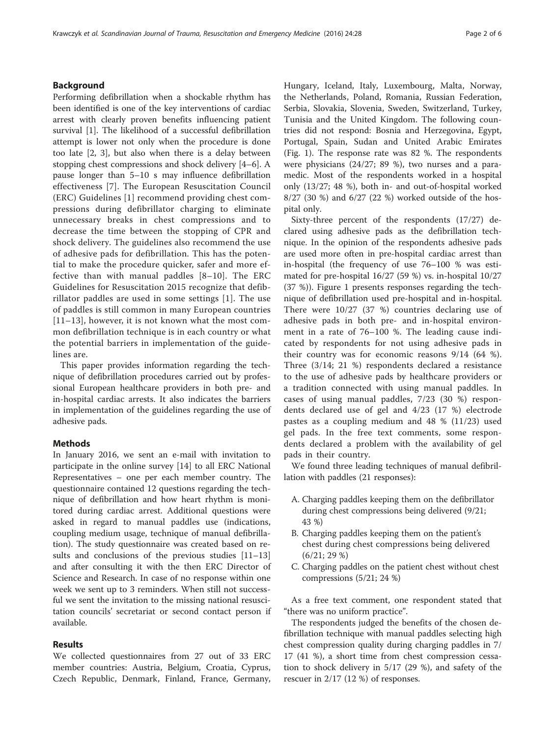## Background

Performing defibrillation when a shockable rhythm has been identified is one of the key interventions of cardiac arrest with clearly proven benefits influencing patient survival [1]. The likelihood of a successful defibrillation attempt is lower not only when the procedure is done too late [2, 3], but also when there is a delay between stopping chest compressions and shock delivery [4–6]. A pause longer than 5–10 s may influence defibrillation effectiveness [7]. The European Resuscitation Council (ERC) Guidelines [1] recommend providing chest compressions during defibrillator charging to eliminate unnecessary breaks in chest compressions and to decrease the time between the stopping of CPR and shock delivery. The guidelines also recommend the use of adhesive pads for defibrillation. This has the potential to make the procedure quicker, safer and more effective than with manual paddles [8–10]. The ERC Guidelines for Resuscitation 2015 recognize that defibrillator paddles are used in some settings [1]. The use of paddles is still common in many European countries [11–13], however, it is not known what the most common defibrillation technique is in each country or what the potential barriers in implementation of the guidelines are.

This paper provides information regarding the technique of defibrillation procedures carried out by professional European healthcare providers in both pre- and in-hospital cardiac arrests. It also indicates the barriers in implementation of the guidelines regarding the use of adhesive pads.

## Methods

In January 2016, we sent an e-mail with invitation to participate in the online survey [14] to all ERC National Representatives – one per each member country. The questionnaire contained 12 questions regarding the technique of defibrillation and how heart rhythm is monitored during cardiac arrest. Additional questions were asked in regard to manual paddles use (indications, coupling medium usage, technique of manual defibrillation). The study questionnaire was created based on results and conclusions of the previous studies [11–13] and after consulting it with the then ERC Director of Science and Research. In case of no response within one week we sent up to 3 reminders. When still not successful we sent the invitation to the missing national resuscitation councils' secretariat or second contact person if available.

## Results

We collected questionnaires from 27 out of 33 ERC member countries: Austria, Belgium, Croatia, Cyprus, Czech Republic, Denmark, Finland, France, Germany, Hungary, Iceland, Italy, Luxembourg, Malta, Norway, the Netherlands, Poland, Romania, Russian Federation, Serbia, Slovakia, Slovenia, Sweden, Switzerland, Turkey, Tunisia and the United Kingdom. The following countries did not respond: Bosnia and Herzegovina, Egypt, Portugal, Spain, Sudan and United Arabic Emirates (Fig. 1). The response rate was 82 %. The respondents were physicians (24/27; 89 %), two nurses and a paramedic. Most of the respondents worked in a hospital only (13/27; 48 %), both in- and out-of-hospital worked 8/27 (30 %) and 6/27 (22 %) worked outside of the hospital only.

Sixty-three percent of the respondents (17/27) declared using adhesive pads as the defibrillation technique. In the opinion of the respondents adhesive pads are used more often in pre-hospital cardiac arrest than in-hospital (the frequency of use 76–100 % was estimated for pre-hospital 16/27 (59 %) vs. in-hospital 10/27 (37 %)). Figure 1 presents responses regarding the technique of defibrillation used pre-hospital and in-hospital. There were 10/27 (37 %) countries declaring use of adhesive pads in both pre- and in-hospital environment in a rate of 76–100 %. The leading cause indicated by respondents for not using adhesive pads in their country was for economic reasons 9/14 (64 %). Three (3/14; 21 %) respondents declared a resistance to the use of adhesive pads by healthcare providers or a tradition connected with using manual paddles. In cases of using manual paddles, 7/23 (30 %) respondents declared use of gel and 4/23 (17 %) electrode pastes as a coupling medium and 48 % (11/23) used gel pads. In the free text comments, some respondents declared a problem with the availability of gel pads in their country.

We found three leading techniques of manual defibrillation with paddles (21 responses):

A. Charging paddles keeping them on the defibrillator during chest compressions being delivered (9/21; 43 %)
B. Charging paddles keeping them on the patient's chest during chest compressions being delivered (6/21; 29 %)
C. Charging paddles on the patient chest without chest compressions (5/21; 24 %)

As a free text comment, one respondent stated that "there was no uniform practice".

The respondents judged the benefits of the chosen defibrillation technique with manual paddles selecting high chest compression quality during charging paddles in 7/17 (41 %), a short time from chest compression cessation to shock delivery in 5/17 (29 %), and safety of the rescuer in 2/17 (12 %) of responses.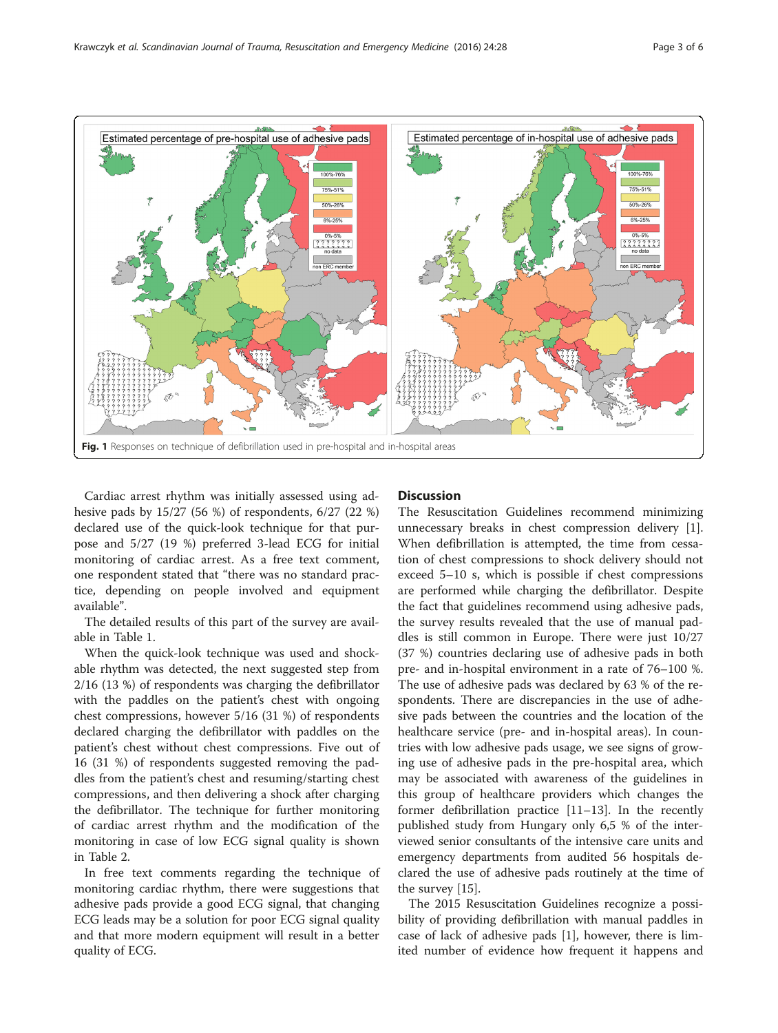Fig. 1 Responses on technique of defibrillation used in pre-hospital and in-hospital areas

Cardiac arrest rhythm was initially assessed using adhesive pads by 15/27 (56 %) of respondents, 6/27 (22 %) declared use of the quick-look technique for that purpose and 5/27 (19 %) preferred 3-lead ECG for initial monitoring of cardiac arrest. As a free text comment, one respondent stated that "there was no standard practice, depending on people involved and equipment available".

The detailed results of this part of the survey are available in Table 1.

When the quick-look technique was used and shockable rhythm was detected, the next suggested step from 2/16 (13 %) of respondents was charging the defibrillator with the paddles on the patient's chest with ongoing chest compressions, however 5/16 (31 %) of respondents declared charging the defibrillator with paddles on the patient's chest without chest compressions. Five out of 16 (31 %) of respondents suggested removing the paddles from the patient's chest and resuming/starting chest compressions, and then delivering a shock after charging the defibrillator. The technique for further monitoring of cardiac arrest rhythm and the modification of the monitoring in case of low ECG signal quality is shown in Table 2.

In free text comments regarding the technique of monitoring cardiac rhythm, there were suggestions that adhesive pads provide a good ECG signal, that changing ECG leads may be a solution for poor ECG signal quality and that more modern equipment will result in a better quality of ECG.

## Discussion

The Resuscitation Guidelines recommend minimizing unnecessary breaks in chest compression delivery [1]. When defibrillation is attempted, the time from cessation of chest compressions to shock delivery should not exceed 5–10 s, which is possible if chest compressions are performed while charging the defibrillator. Despite the fact that guidelines recommend using adhesive pads, the survey results revealed that the use of manual paddles is still common in Europe. There were just 10/27 (37 %) countries declaring use of adhesive pads in both pre- and in-hospital environment in a rate of 76–100 %. The use of adhesive pads was declared by 63 % of the respondents. There are discrepancies in the use of adhesive pads between the countries and the location of the healthcare service (pre- and in-hospital areas). In countries with low adhesive pads usage, we see signs of growing use of adhesive pads in the pre-hospital area, which may be associated with awareness of the guidelines in this group of healthcare providers which changes the former defibrillation practice [11–13]. In the recently published study from Hungary only 6,5 % of the interviewed senior consultants of the intensive care units and emergency departments from audited 56 hospitals declared the use of adhesive pads routinely at the time of the survey [15].

The 2015 Resuscitation Guidelines recognize a possibility of providing defibrillation with manual paddles in case of lack of adhesive pads [1], however, there is limited number of evidence how frequent it happens and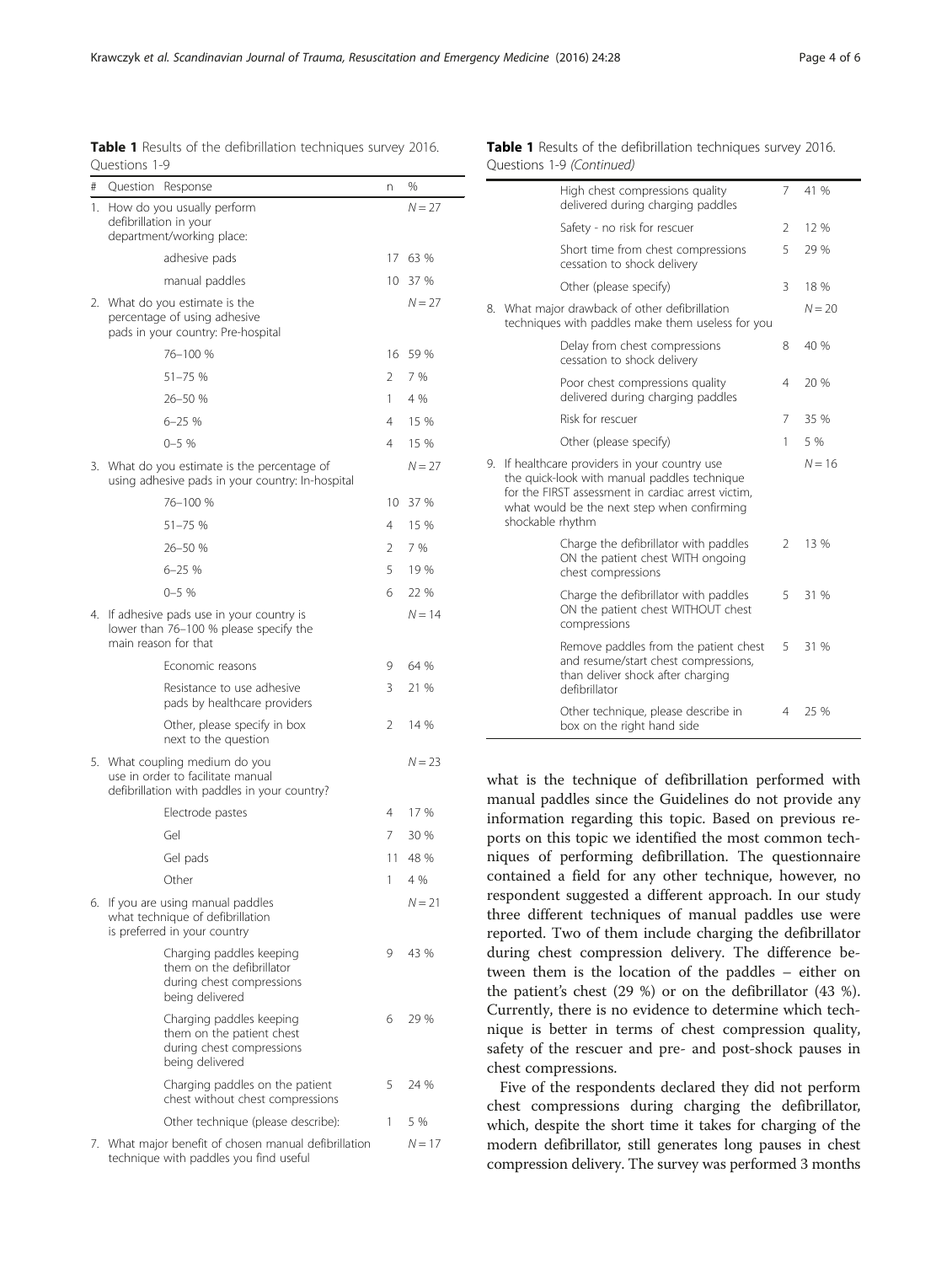**Table 1** Results of the defibrillation techniques survey 2016. Questions 1-9

| # | Question | Response | n | % |
|---|---|---|---|---|
| 1. | How do you usually perform defibrillation in your department/working place: | | | $N = 27$ |
| | | adhesive pads | 17 | 63 % |
| | | manual paddles | 10 | 37 % |
| 2. | What do you estimate is the percentage of using adhesive pads in your country: Pre-hospital | | | $N = 27$ |
| | | 76–100 % | 16 | 59 % |
| | | 51–75 % | 2 | 7 % |
| | | 26–50 % | 1 | 4 % |
| | | 6–25 % | 4 | 15 % |
| | | 0–5 % | 4 | 15 % |
| 3. | What do you estimate is the percentage of using adhesive pads in your country: In-hospital | | | $N = 27$ |
| | | 76–100 % | 10 | 37 % |
| | | 51–75 % | 4 | 15 % |
| | | 26–50 % | 2 | 7 % |
| | | 6–25 % | 5 | 19 % |
| | | 0–5 % | 6 | 22 % |
| 4. | If adhesive pads use in your country is lower than 76–100 % please specify the main reason for that | | | $N = 14$ |
| | | Economic reasons | 9 | 64 % |
| | | Resistance to use adhesive pads by healthcare providers | 3 | 21 % |
| | | Other, please specify in box next to the question | 2 | 14 % |
| 5. | What coupling medium do you use in order to facilitate manual defibrillation with paddles in your country? | | | $N = 23$ |
| | | Electrode pastes | 4 | 17 % |
| | | Gel | 7 | 30 % |
| | | Gel pads | 11 | 48 % |
| | | Other | 1 | 4 % |
| 6. | If you are using manual paddles what technique of defibrillation is preferred in your country | | | $N = 21$ |
| | | Charging paddles keeping them on the defibrillator during chest compressions being delivered | 9 | 43 % |
| | | Charging paddles keeping them on the patient chest during chest compressions being delivered | 6 | 29 % |
| | | Charging paddles on the patient chest without chest compressions | 5 | 24 % |
| | | Other technique (please describe): | 1 | 5 % |
| 7. | What major benefit of chosen manual defibrillation technique with paddles you find useful | | | $N = 17$ |
| | | High chest compressions quality delivered during charging paddles | 7 | 41 % |
| | | Safety - no risk for rescuer | 2 | 12 % |
| | | Short time from chest compressions cessation to shock delivery | 5 | 29 % |
| | | Other (please specify) | 3 | 18 % |
| 8. | What major drawback of other defibrillation techniques with paddles make them useless for you | | | $N = 20$ |
| | | Delay from chest compressions cessation to shock delivery | 8 | 40 % |
| | | Poor chest compressions quality delivered during charging paddles | 4 | 20 % |
| | | Risk for rescuer | 7 | 35 % |
| | | Other (please specify) | 1 | 5 % |
| 9. | If healthcare providers in your country use the quick-look with manual paddles technique for the FIRST assessment in cardiac arrest victim, what would be the next step when confirming shockable rhythm | | | $N = 16$ |
| | | Charge the defibrillator with paddles ON the patient chest WITH ongoing chest compressions | 2 | 13 % |
| | | Charge the defibrillator with paddles ON the patient chest WITHOUT chest compressions | 5 | 31 % |
| | | Remove paddles from the patient chest and resume/start chest compressions, than deliver shock after charging defibrillator | 5 | 31 % |
| | | Other technique, please describe in box on the right hand side | 4 | 25 % |

what is the technique of defibrillation performed with manual paddles since the Guidelines do not provide any information regarding this topic. Based on previous reports on this topic we identified the most common techniques of performing defibrillation. The questionnaire contained a field for any other technique, however, no respondent suggested a different approach. In our study three different techniques of manual paddles use were reported. Two of them include charging the defibrillator during chest compression delivery. The difference between them is the location of the paddles – either on the patient's chest (29 %) or on the defibrillator (43 %). Currently, there is no evidence to determine which technique is better in terms of chest compression quality, safety of the rescuer and pre- and post-shock pauses in chest compressions.

Five of the respondents declared they did not perform chest compressions during charging the defibrillator, which, despite the short time it takes for charging of the modern defibrillator, still generates long pauses in chest compression delivery. The survey was performed 3 months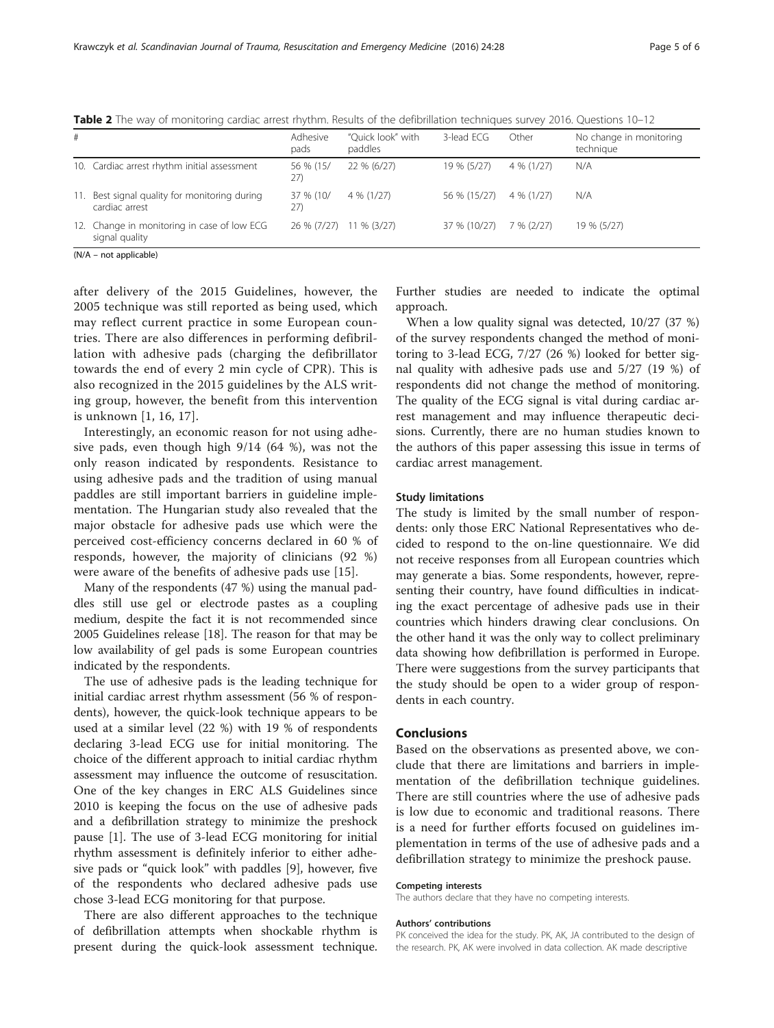**Table 2** The way of monitoring cardiac arrest rhythm. Results of the defibrillation techniques survey 2016. Questions 10–12

| # | Adhesive pads | "Quick look" with paddles | 3-lead ECG | Other | No change in monitoring technique |
|---|---|---|---|---|---|
| 10. Cardiac arrest rhythm initial assessment | 56 % (15/27) | 22 % (6/27) | 19 % (5/27) | 4 % (1/27) | N/A |
| 11. Best signal quality for monitoring during cardiac arrest | 37 % (10/27) | 4 % (1/27) | 56 % (15/27) | 4 % (1/27) | N/A |
| 12. Change in monitoring in case of low ECG signal quality | 26 % (7/27) | 11 % (3/27) | 37 % (10/27) | 7 % (2/27) | 19 % (5/27) |

(N/A – not applicable)

after delivery of the 2015 Guidelines, however, the 2005 technique was still reported as being used, which may reflect current practice in some European countries. There are also differences in performing defibrillation with adhesive pads (charging the defibrillator towards the end of every 2 min cycle of CPR). This is also recognized in the 2015 guidelines by the ALS writing group, however, the benefit from this intervention is unknown [1, 16, 17].

Interestingly, an economic reason for not using adhesive pads, even though high 9/14 (64 %), was not the only reason indicated by respondents. Resistance to using adhesive pads and the tradition of using manual paddles are still important barriers in guideline implementation. The Hungarian study also revealed that the major obstacle for adhesive pads use which were the perceived cost-efficiency concerns declared in 60 % of responds, however, the majority of clinicians (92 %) were aware of the benefits of adhesive pads use [15].

Many of the respondents (47 %) using the manual paddles still use gel or electrode pastes as a coupling medium, despite the fact it is not recommended since 2005 Guidelines release [18]. The reason for that may be low availability of gel pads is some European countries indicated by the respondents.

The use of adhesive pads is the leading technique for initial cardiac arrest rhythm assessment (56 % of respondents), however, the quick-look technique appears to be used at a similar level (22 %) with 19 % of respondents declaring 3-lead ECG use for initial monitoring. The choice of the different approach to initial cardiac rhythm assessment may influence the outcome of resuscitation. One of the key changes in ERC ALS Guidelines since 2010 is keeping the focus on the use of adhesive pads and a defibrillation strategy to minimize the preshock pause [1]. The use of 3-lead ECG monitoring for initial rhythm assessment is definitely inferior to either adhesive pads or "quick look" with paddles [9], however, five of the respondents who declared adhesive pads use chose 3-lead ECG monitoring for that purpose.

There are also different approaches to the technique of defibrillation attempts when shockable rhythm is present during the quick-look assessment technique. Further studies are needed to indicate the optimal approach.

When a low quality signal was detected, 10/27 (37 %) of the survey respondents changed the method of monitoring to 3-lead ECG, 7/27 (26 %) looked for better signal quality with adhesive pads use and 5/27 (19 %) of respondents did not change the method of monitoring. The quality of the ECG signal is vital during cardiac arrest management and may influence therapeutic decisions. Currently, there are no human studies known to the authors of this paper assessing this issue in terms of cardiac arrest management.

### Study limitations

The study is limited by the small number of respondents: only those ERC National Representatives who decided to respond to the on-line questionnaire. We did not receive responses from all European countries which may generate a bias. Some respondents, however, representing their country, have found difficulties in indicating the exact percentage of adhesive pads use in their countries which hinders drawing clear conclusions. On the other hand it was the only way to collect preliminary data showing how defibrillation is performed in Europe. There were suggestions from the survey participants that the study should be open to a wider group of respondents in each country.

## Conclusions

Based on the observations as presented above, we conclude that there are limitations and barriers in implementation of the defibrillation technique guidelines. There are still countries where the use of adhesive pads is low due to economic and traditional reasons. There is a need for further efforts focused on guidelines implementation in terms of the use of adhesive pads and a defibrillation strategy to minimize the preshock pause.

#### Competing interests

The authors declare that they have no competing interests.

#### Authors' contributions

PK conceived the idea for the study. PK, AK, JA contributed to the design of the research. PK, AK were involved in data collection. AK made descriptive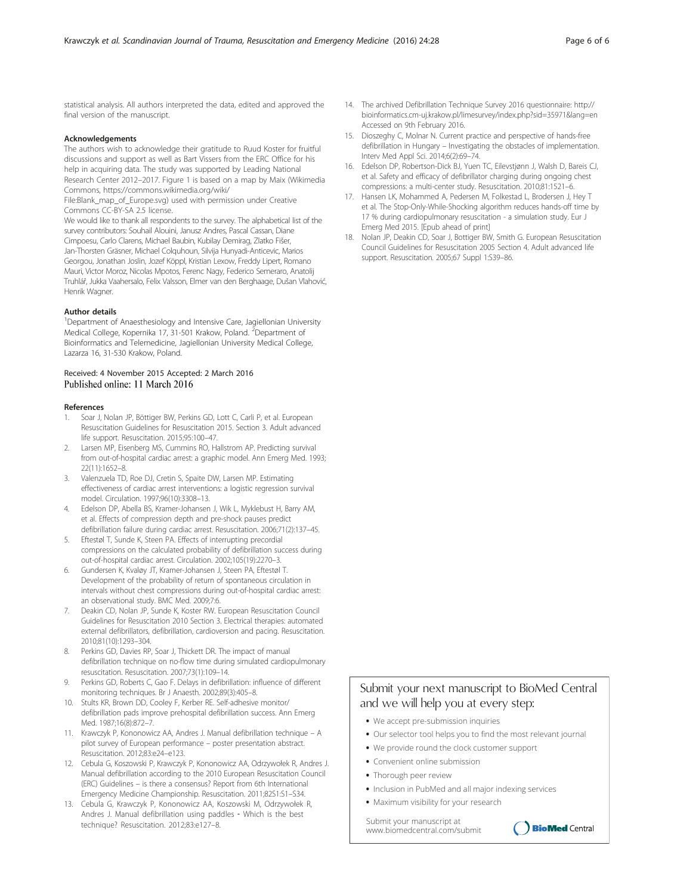statistical analysis. All authors interpreted the data, edited and approved the final version of the manuscript.

#### Acknowledgements

The authors wish to acknowledge their gratitude to Ruud Koster for fruitful discussions and support as well as Bart Vissers from the ERC Office for his help in acquiring data. The study was supported by Leading National Research Center 2012–2017. Figure 1 is based on a map by Maix (Wikimedia Commons, https://commons.wikimedia.org/wiki/File:Blank_map_of_Europe.svg) used with permission under Creative Commons CC-BY-SA 2.5 license.

We would like to thank all respondents to the survey. The alphabetical list of the survey contributors: Souhail Alouini, Janusz Andres, Pascal Cassan, Diane Cimpoesu, Carlo Clarens, Michael Baubin, Kubilay Demirag, Zlatko Fišer, Jan-Thorsten Gräsner, Michael Colquhoun, Silvija Hunyadi-Anticevic, Marios Georgou, Jonathan Joslin, Jozef Köppl, Kristian Lexow, Freddy Lipert, Romano Mauri, Victor Moroz, Nicolas Mpotos, Ferenc Nagy, Federico Semeraro, Anatolij Truhlář, Jukka Vaahersalo, Felix Valsson, Elmer van den Berghaage, Dušan Vlahović, Henrik Wagner.

#### Author details

[1]Department of Anaesthesiology and Intensive Care, Jagiellonian University Medical College, Kopernika 17, 31-501 Krakow, Poland. [2]Department of Bioinformatics and Telemedicine, Jagiellonian University Medical College, Lazarza 16, 31-530 Krakow, Poland.

Received: 4 November 2015 Accepted: 2 March 2016
Published online: 11 March 2016

#### References

1. Soar J, Nolan JP, Böttiger BW, Perkins GD, Lott C, Carli P, et al. European Resuscitation Guidelines for Resuscitation 2015. Section 3. Adult advanced life support. Resuscitation. 2015;95:100–47.
2. Larsen MP, Eisenberg MS, Cummins RO, Hallstrom AP. Predicting survival from out-of-hospital cardiac arrest: a graphic model. Ann Emerg Med. 1993; 22(11):1652–8.
3. Valenzuela TD, Roe DJ, Cretin S, Spaite DW, Larsen MP. Estimating effectiveness of cardiac arrest interventions: a logistic regression survival model. Circulation. 1997;96(10):3308–13.
4. Edelson DP, Abella BS, Kramer-Johansen J, Wik L, Myklebust H, Barry AM, et al. Effects of compression depth and pre-shock pauses predict defibrillation failure during cardiac arrest. Resuscitation. 2006;71(2):137–45.
5. Eftestøl T, Sunde K, Steen PA. Effects of interrupting precordial compressions on the calculated probability of defibrillation success during out-of-hospital cardiac arrest. Circulation. 2002;105(19):2270–3.
6. Gundersen K, Kvaløy JT, Kramer-Johansen J, Steen PA, Eftestøl T. Development of the probability of return of spontaneous circulation in intervals without chest compressions during out-of-hospital cardiac arrest: an observational study. BMC Med. 2009;7:6.
7. Deakin CD, Nolan JP, Sunde K, Koster RW. European Resuscitation Council Guidelines for Resuscitation 2010 Section 3. Electrical therapies: automated external defibrillators, defibrillation, cardioversion and pacing. Resuscitation. 2010;81(10):1293–304.
8. Perkins GD, Davies RP, Soar J, Thickett DR. The impact of manual defibrillation technique on no-flow time during simulated cardiopulmonary resuscitation. Resuscitation. 2007;73(1):109–14.
9. Perkins GD, Roberts C, Gao F. Delays in defibrillation: influence of different monitoring techniques. Br J Anaesth. 2002;89(3):405–8.
10. Stults KR, Brown DD, Cooley F, Kerber RE. Self-adhesive monitor/defibrillation pads improve prehospital defibrillation success. Ann Emerg Med. 1987;16(8):872–7.
11. Krawczyk P, Kononowicz AA, Andres J. Manual defibrillation technique – A pilot survey of European performance – poster presentation abstract. Resuscitation. 2012;83:e24–e123.
12. Cebula G, Koszowski P, Krawczyk P, Kononowicz AA, Odrzywołek R, Andres J. Manual defibrillation according to the 2010 European Resuscitation Council (ERC) Guidelines – is there a consensus? Report from 6th International Emergency Medicine Championship. Resuscitation. 2011;82S1:S1–S34.
13. Cebula G, Krawczyk P, Kononowicz AA, Koszowski M, Odrzywołek R, Andres J. Manual defibrillation using paddles - Which is the best technique? Resuscitation. 2012;83:e127–8.
14. The archived Defibrillation Technique Survey 2016 questionnaire: http://bioinformatics.cm-uj.krakow.pl/limesurvey/index.php?sid=35971&lang=en Accessed on 9th February 2016.
15. Dioszeghy C, Molnar N. Current practice and perspective of hands-free defibrillation in Hungary – Investigating the obstacles of implementation. Interv Med Appl Sci. 2014;6(2):69–74.
16. Edelson DP, Robertson-Dick BJ, Yuen TC, Eilevstjønn J, Walsh D, Bareis CJ, et al. Safety and efficacy of defibrillator charging during ongoing chest compressions: a multi-center study. Resuscitation. 2010;81:1521–6.
17. Hansen LK, Mohammed A, Pedersen M, Folkestad L, Brodersen J, Hey T et al. The Stop-Only-While-Shocking algorithm reduces hands-off time by 17 % during cardiopulmonary resuscitation - a simulation study. Eur J Emerg Med 2015. [Epub ahead of print]
18. Nolan JP, Deakin CD, Soar J, Bottiger BW, Smith G. European Resuscitation Council Guidelines for Resuscitation 2005 Section 4. Adult advanced life support. Resuscitation. 2005;67 Suppl 1:S39–86.

Submit your next manuscript to BioMed Central and we will help you at every step:

- We accept pre-submission inquiries
- Our selector tool helps you to find the most relevant journal
- We provide round the clock customer support
- Convenient online submission
- Thorough peer review
- Inclusion in PubMed and all major indexing services
- Maximum visibility for your research

Submit your manuscript at www.biomedcentral.com/submit

BioMed Central